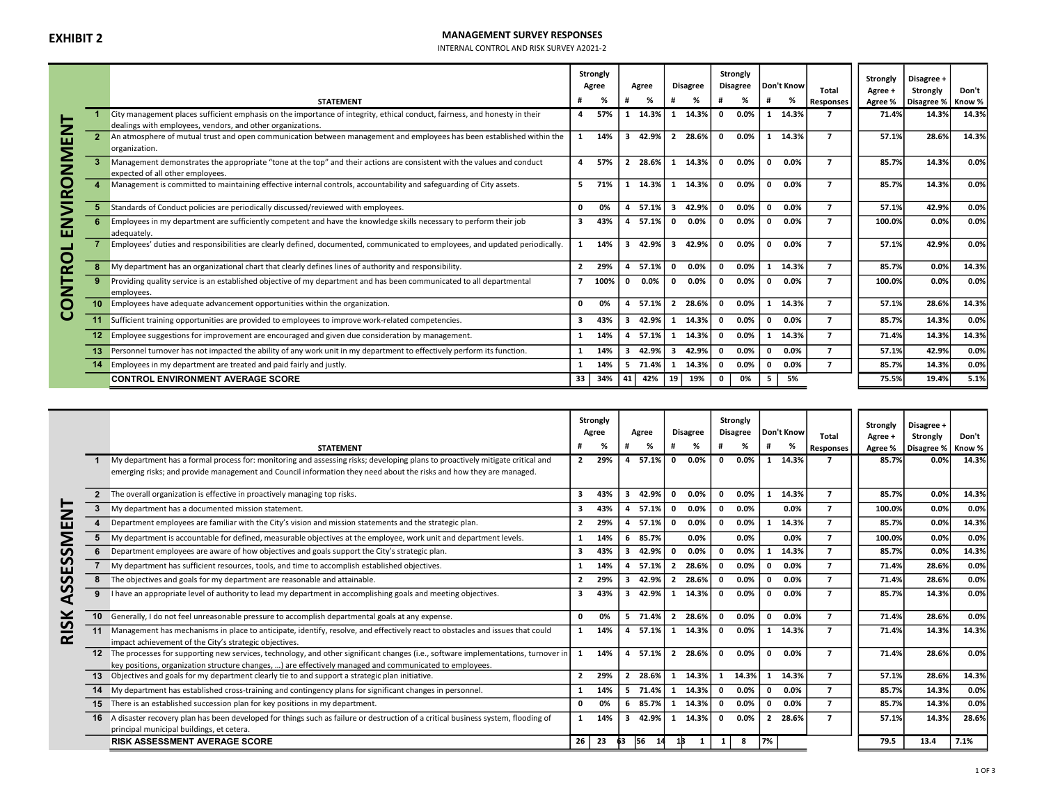# EXHIBIT 2

## MANAGEMENT SURVEY RESPONSES

INTERNAL CONTROL AND RISK SURVEY A2021-2

### CONTROL ENVIRONMENT

| | STATEMENT | Strongly Agree # | Strongly Agree % | Agree # | Agree % | Disagree # | Disagree % | Strongly Disagree # | Strongly Disagree % | Don't Know # | Don't Know % | Total Responses | Strongly Agree + Agree % | Disagree + Strongly Disagree % | Don't Know % |
|---|---|---|---|---|---|---|---|---|---|---|---|---|---|---|---|
| 1 | City management places sufficient emphasis on the importance of integrity, ethical conduct, fairness, and honesty in their dealings with employees, vendors, and other organizations. | 4 | 57% | 1 | 14.3% | 1 | 14.3% | 0 | 0.0% | 1 | 14.3% | 7 | 71.4% | 14.3% | 14.3% |
| 2 | An atmosphere of mutual trust and open communication between management and employees has been established within the organization. | 1 | 14% | 3 | 42.9% | 2 | 28.6% | 0 | 0.0% | 1 | 14.3% | 7 | 57.1% | 28.6% | 14.3% |
| 3 | Management demonstrates the appropriate "tone at the top" and their actions are consistent with the values and conduct expected of all other employees. | 4 | 57% | 2 | 28.6% | 1 | 14.3% | 0 | 0.0% | 0 | 0.0% | 7 | 85.7% | 14.3% | 0.0% |
| 4 | Management is committed to maintaining effective internal controls, accountability and safeguarding of City assets. | 5 | 71% | 1 | 14.3% | 1 | 14.3% | 0 | 0.0% | 0 | 0.0% | 7 | 85.7% | 14.3% | 0.0% |
| 5 | Standards of Conduct policies are periodically discussed/reviewed with employees. | 0 | 0% | 4 | 57.1% | 3 | 42.9% | 0 | 0.0% | 0 | 0.0% | 7 | 57.1% | 42.9% | 0.0% |
| 6 | Employees in my department are sufficiently competent and have the knowledge skills necessary to perform their job adequately. | 3 | 43% | 4 | 57.1% | 0 | 0.0% | 0 | 0.0% | 0 | 0.0% | 7 | 100.0% | 0.0% | 0.0% |
| 7 | Employees' duties and responsibilities are clearly defined, documented, communicated to employees, and updated periodically. | 1 | 14% | 3 | 42.9% | 3 | 42.9% | 0 | 0.0% | 0 | 0.0% | 7 | 57.1% | 42.9% | 0.0% |
| 8 | My department has an organizational chart that clearly defines lines of authority and responsibility. | 2 | 29% | 4 | 57.1% | 0 | 0.0% | 0 | 0.0% | 1 | 14.3% | 7 | 85.7% | 0.0% | 14.3% |
| 9 | Providing quality service is an established objective of my department and has been communicated to all departmental employees. | 7 | 100% | 0 | 0.0% | 0 | 0.0% | 0 | 0.0% | 0 | 0.0% | 7 | 100.0% | 0.0% | 0.0% |
| 10 | Employees have adequate advancement opportunities within the organization. | 0 | 0% | 4 | 57.1% | 2 | 28.6% | 0 | 0.0% | 1 | 14.3% | 7 | 57.1% | 28.6% | 14.3% |
| 11 | Sufficient training opportunities are provided to employees to improve work-related competencies. | 3 | 43% | 3 | 42.9% | 1 | 14.3% | 0 | 0.0% | 0 | 0.0% | 7 | 85.7% | 14.3% | 0.0% |
| 12 | Employee suggestions for improvement are encouraged and given due consideration by management. | 1 | 14% | 4 | 57.1% | 1 | 14.3% | 0 | 0.0% | 1 | 14.3% | 7 | 71.4% | 14.3% | 14.3% |
| 13 | Personnel turnover has not impacted the ability of any work unit in my department to effectively perform its function. | 1 | 14% | 3 | 42.9% | 3 | 42.9% | 0 | 0.0% | 0 | 0.0% | 7 | 57.1% | 42.9% | 0.0% |
| 14 | Employees in my department are treated and paid fairly and justly. | 1 | 14% | 5 | 71.4% | 1 | 14.3% | 0 | 0.0% | 0 | 0.0% | 7 | 85.7% | 14.3% | 0.0% |
| | **CONTROL ENVIRONMENT AVERAGE SCORE** | 33 | 34% | 41 | 42% | 19 | 19% | 0 | 0% | 5 | 5% | | 75.5% | 19.4% | 5.1% |

### RISK ASSESSMENT

| | STATEMENT | Strongly Agree # | Strongly Agree % | Agree # | Agree % | Disagree # | Disagree % | Strongly Disagree # | Strongly Disagree % | Don't Know # | Don't Know % | Total Responses | Strongly Agree + Agree % | Disagree + Strongly Disagree % | Don't Know % |
|---|---|---|---|---|---|---|---|---|---|---|---|---|---|---|---|
| 1 | My department has a formal process for: monitoring and assessing risks; developing plans to proactively mitigate critical and emerging risks; and provide management and Council information they need about the risks and how they are managed. | 2 | 29% | 4 | 57.1% | 0 | 0.0% | 0 | 0.0% | 1 | 14.3% | 7 | 85.7% | 0.0% | 14.3% |
| 2 | The overall organization is effective in proactively managing top risks. | 3 | 43% | 3 | 42.9% | 0 | 0.0% | 0 | 0.0% | 1 | 14.3% | 7 | 85.7% | 0.0% | 14.3% |
| 3 | My department has a documented mission statement. | 3 | 43% | 4 | 57.1% | 0 | 0.0% | 0 | 0.0% | | 0.0% | 7 | 100.0% | 0.0% | 0.0% |
| 4 | Department employees are familiar with the City's vision and mission statements and the strategic plan. | 2 | 29% | 4 | 57.1% | 0 | 0.0% | 0 | 0.0% | 1 | 14.3% | 7 | 85.7% | 0.0% | 14.3% |
| 5 | My department is accountable for defined, measurable objectives at the employee, work unit and department levels. | 1 | 14% | 6 | 85.7% | | 0.0% | | 0.0% | | 0.0% | 7 | 100.0% | 0.0% | 0.0% |
| 6 | Department employees are aware of how objectives and goals support the City's strategic plan. | 3 | 43% | 3 | 42.9% | 0 | 0.0% | 0 | 0.0% | 1 | 14.3% | 7 | 85.7% | 0.0% | 14.3% |
| 7 | My department has sufficient resources, tools, and time to accomplish established objectives. | 1 | 14% | 4 | 57.1% | 2 | 28.6% | 0 | 0.0% | 0 | 0.0% | 7 | 71.4% | 28.6% | 0.0% |
| 8 | The objectives and goals for my department are reasonable and attainable. | 2 | 29% | 3 | 42.9% | 2 | 28.6% | 0 | 0.0% | 0 | 0.0% | 7 | 71.4% | 28.6% | 0.0% |
| 9 | I have an appropriate level of authority to lead my department in accomplishing goals and meeting objectives. | 3 | 43% | 3 | 42.9% | 1 | 14.3% | 0 | 0.0% | 0 | 0.0% | 7 | 85.7% | 14.3% | 0.0% |
| 10 | Generally, I do not feel unreasonable pressure to accomplish departmental goals at any expense. | 0 | 0% | 5 | 71.4% | 2 | 28.6% | 0 | 0.0% | 0 | 0.0% | 7 | 71.4% | 28.6% | 0.0% |
| 11 | Management has mechanisms in place to anticipate, identify, resolve, and effectively react to obstacles and issues that could impact achievement of the City's strategic objectives. | 1 | 14% | 4 | 57.1% | 1 | 14.3% | 0 | 0.0% | 1 | 14.3% | 7 | 71.4% | 14.3% | 14.3% |
| 12 | The processes for supporting new services, technology, and other significant changes (i.e., software implementations, turnover in key positions, organization structure changes, …) are effectively managed and communicated to employees. | 1 | 14% | 4 | 57.1% | 2 | 28.6% | 0 | 0.0% | 0 | 0.0% | 7 | 71.4% | 28.6% | 0.0% |
| 13 | Objectives and goals for my department clearly tie to and support a strategic plan initiative. | 2 | 29% | 2 | 28.6% | 1 | 14.3% | 1 | 14.3% | 1 | 14.3% | 7 | 57.1% | 28.6% | 14.3% |
| 14 | My department has established cross-training and contingency plans for significant changes in personnel. | 1 | 14% | 5 | 71.4% | 1 | 14.3% | 0 | 0.0% | 0 | 0.0% | 7 | 85.7% | 14.3% | 0.0% |
| 15 | There is an established succession plan for key positions in my department. | 0 | 0% | 6 | 85.7% | 1 | 14.3% | 0 | 0.0% | 0 | 0.0% | 7 | 85.7% | 14.3% | 0.0% |
| 16 | A disaster recovery plan has been developed for things such as failure or destruction of a critical business system, flooding of principal municipal buildings, et cetera. | 1 | 14% | 3 | 42.9% | 1 | 14.3% | 0 | 0.0% | 2 | 28.6% | 7 | 57.1% | 14.3% | 28.6% |
| | **RISK ASSESSMENT AVERAGE SCORE** | 26 | 23 | 63 | 56 | 14 | 13 | 1 | 1 | 8 | 7% | | 79.5 | 13.4 | 7.1% |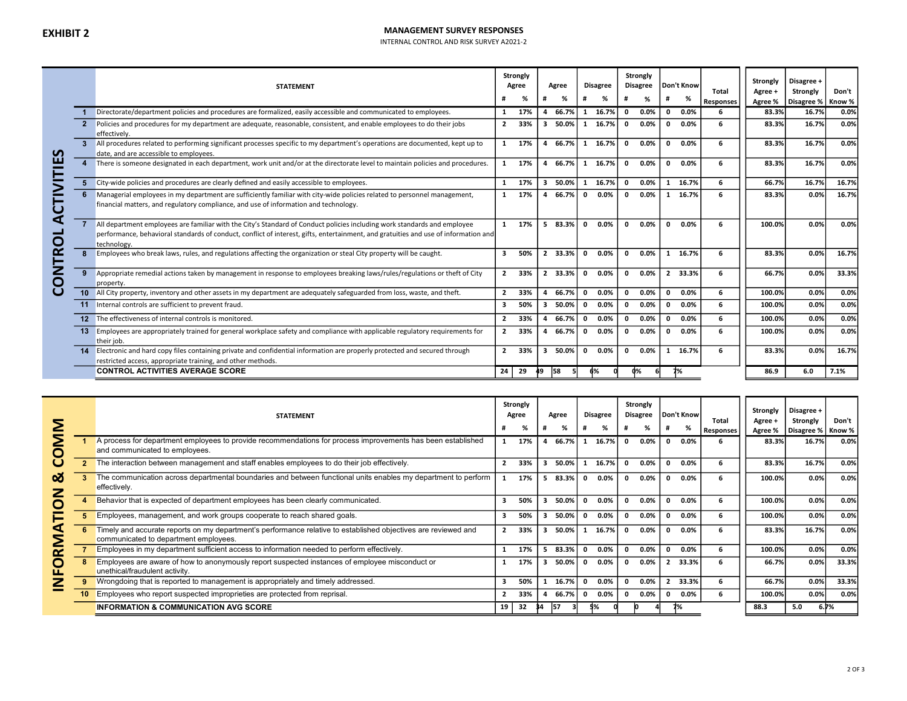**EXHIBIT 2**

**MANAGEMENT SURVEY RESPONSES**

INTERNAL CONTROL AND RISK SURVEY A2021-2

**CONTROL ACTIVITIES**

| | STATEMENT | Strongly Agree # | Strongly Agree % | Agree # | Agree % | Disagree # | Disagree % | Strongly Disagree # | Strongly Disagree % | Don't Know # | Don't Know % | Total Responses | Strongly Agree + Agree % | Disagree + Strongly Disagree % | Don't Know % |
|---|---|---|---|---|---|---|---|---|---|---|---|---|---|---|---|
| 1 | Directorate/department policies and procedures are formalized, easily accessible and communicated to employees. | 1 | 17% | 4 | 66.7% | 1 | 16.7% | 0 | 0.0% | 0 | 0.0% | 6 | 83.3% | 16.7% | 0.0% |
| 2 | Policies and procedures for my department are adequate, reasonable, consistent, and enable employees to do their jobs effectively. | 2 | 33% | 3 | 50.0% | 1 | 16.7% | 0 | 0.0% | 0 | 0.0% | 6 | 83.3% | 16.7% | 0.0% |
| 3 | All procedures related to performing significant processes specific to my department's operations are documented, kept up to date, and are accessible to employees. | 1 | 17% | 4 | 66.7% | 1 | 16.7% | 0 | 0.0% | 0 | 0.0% | 6 | 83.3% | 16.7% | 0.0% |
| 4 | There is someone designated in each department, work unit and/or at the directorate level to maintain policies and procedures. | 1 | 17% | 4 | 66.7% | 1 | 16.7% | 0 | 0.0% | 0 | 0.0% | 6 | 83.3% | 16.7% | 0.0% |
| 5 | City-wide policies and procedures are clearly defined and easily accessible to employees. | 1 | 17% | 3 | 50.0% | 1 | 16.7% | 0 | 0.0% | 1 | 16.7% | 6 | 66.7% | 16.7% | 16.7% |
| 6 | Managerial employees in my department are sufficiently familiar with city-wide policies related to personnel management, financial matters, and regulatory compliance, and use of information and technology. | 1 | 17% | 4 | 66.7% | 0 | 0.0% | 0 | 0.0% | 1 | 16.7% | 6 | 83.3% | 0.0% | 16.7% |
| 7 | All department employees are familiar with the City's Standard of Conduct policies including work standards and employee performance, behavioral standards of conduct, conflict of interest, gifts, entertainment, and gratuities and use of information and technology. | 1 | 17% | 5 | 83.3% | 0 | 0.0% | 0 | 0.0% | 0 | 0.0% | 6 | 100.0% | 0.0% | 0.0% |
| 8 | Employees who break laws, rules, and regulations affecting the organization or steal City property will be caught. | 3 | 50% | 2 | 33.3% | 0 | 0.0% | 0 | 0.0% | 1 | 16.7% | 6 | 83.3% | 0.0% | 16.7% |
| 9 | Appropriate remedial actions taken by management in response to employees breaking laws/rules/regulations or theft of City property. | 2 | 33% | 2 | 33.3% | 0 | 0.0% | 0 | 0.0% | 2 | 33.3% | 6 | 66.7% | 0.0% | 33.3% |
| 10 | All City property, inventory and other assets in my department are adequately safeguarded from loss, waste, and theft. | 2 | 33% | 4 | 66.7% | 0 | 0.0% | 0 | 0.0% | 0 | 0.0% | 6 | 100.0% | 0.0% | 0.0% |
| 11 | Internal controls are sufficient to prevent fraud. | 3 | 50% | 3 | 50.0% | 0 | 0.0% | 0 | 0.0% | 0 | 0.0% | 6 | 100.0% | 0.0% | 0.0% |
| 12 | The effectiveness of internal controls is monitored. | 2 | 33% | 4 | 66.7% | 0 | 0.0% | 0 | 0.0% | 0 | 0.0% | 6 | 100.0% | 0.0% | 0.0% |
| 13 | Employees are appropriately trained for general workplace safety and compliance with applicable regulatory requirements for their job. | 2 | 33% | 4 | 66.7% | 0 | 0.0% | 0 | 0.0% | 0 | 0.0% | 6 | 100.0% | 0.0% | 0.0% |
| 14 | Electronic and hard copy files containing private and confidential information are properly protected and secured through restricted access, appropriate training, and other methods. | 2 | 33% | 3 | 50.0% | 0 | 0.0% | 0 | 0.0% | 1 | 16.7% | 6 | 83.3% | 0.0% | 16.7% |
| | **CONTROL ACTIVITIES AVERAGE SCORE** | 24 | 29 | 49 | 58 | 5 | 6% | 0 | 0% | 6 | 7% | | 86.9 | 6.0 | 7.1% |

**INFORMATION & COMM**

| | STATEMENT | Strongly Agree # | Strongly Agree % | Agree # | Agree % | Disagree # | Disagree % | Strongly Disagree # | Strongly Disagree % | Don't Know # | Don't Know % | Total Responses | Strongly Agree + Agree % | Disagree + Strongly Disagree % | Don't Know % |
|---|---|---|---|---|---|---|---|---|---|---|---|---|---|---|---|
| 1 | A process for department employees to provide recommendations for process improvements has been established and communicated to employees. | 1 | 17% | 4 | 66.7% | 1 | 16.7% | 0 | 0.0% | 0 | 0.0% | 6 | 83.3% | 16.7% | 0.0% |
| 2 | The interaction between management and staff enables employees to do their job effectively. | 2 | 33% | 3 | 50.0% | 1 | 16.7% | 0 | 0.0% | 0 | 0.0% | 6 | 83.3% | 16.7% | 0.0% |
| 3 | The communication across departmental boundaries and between functional units enables my department to perform effectively. | 1 | 17% | 5 | 83.3% | 0 | 0.0% | 0 | 0.0% | 0 | 0.0% | 6 | 100.0% | 0.0% | 0.0% |
| 4 | Behavior that is expected of department employees has been clearly communicated. | 3 | 50% | 3 | 50.0% | 0 | 0.0% | 0 | 0.0% | 0 | 0.0% | 6 | 100.0% | 0.0% | 0.0% |
| 5 | Employees, management, and work groups cooperate to reach shared goals. | 3 | 50% | 3 | 50.0% | 0 | 0.0% | 0 | 0.0% | 0 | 0.0% | 6 | 100.0% | 0.0% | 0.0% |
| 6 | Timely and accurate reports on my department's performance relative to established objectives are reviewed and communicated to department employees. | 2 | 33% | 3 | 50.0% | 1 | 16.7% | 0 | 0.0% | 0 | 0.0% | 6 | 83.3% | 16.7% | 0.0% |
| 7 | Employees in my department sufficient access to information needed to perform effectively. | 1 | 17% | 5 | 83.3% | 0 | 0.0% | 0 | 0.0% | 0 | 0.0% | 6 | 100.0% | 0.0% | 0.0% |
| 8 | Employees are aware of how to anonymously report suspected instances of employee misconduct or unethical/fraudulent activity. | 1 | 17% | 3 | 50.0% | 0 | 0.0% | 0 | 0.0% | 2 | 33.3% | 6 | 66.7% | 0.0% | 33.3% |
| 9 | Wrongdoing that is reported to management is appropriately and timely addressed. | 3 | 50% | 1 | 16.7% | 0 | 0.0% | 0 | 0.0% | 2 | 33.3% | 6 | 66.7% | 0.0% | 33.3% |
| 10 | Employees who report suspected improprieties are protected from reprisal. | 2 | 33% | 4 | 66.7% | 0 | 0.0% | 0 | 0.0% | 0 | 0.0% | 6 | 100.0% | 0.0% | 0.0% |
| | **INFORMATION & COMMUNICATION AVG SCORE** | 19 | 32 | 34 | 57 | 3 | 5% | 0 | 0 | 4 | 7% | | 88.3 | 5.0 | 6.7% |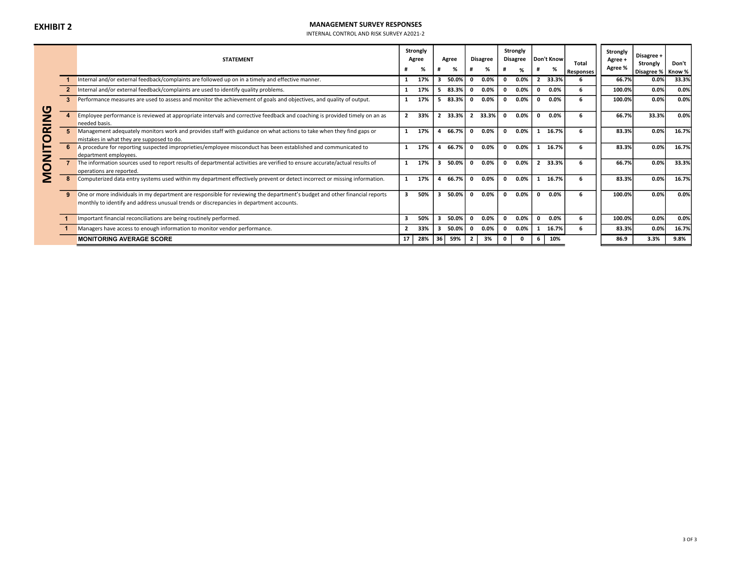**EXHIBIT 2**

## MANAGEMENT SURVEY RESPONSES

INTERNAL CONTROL AND RISK SURVEY A2021-2

| | | STATEMENT | Strongly Agree | | Agree | | Disagree | | Strongly Disagree | | Don't Know | | Total Responses | Strongly Agree + Agree % | Disagree + Strongly Disagree % | Don't Know % |
|---|---|---|---|---|---|---|---|---|---|---|---|---|---|---|---|---|
| | | | # | % | # | % | # | % | # | % | # | % | | | | |
| MONITORING | 1 | Internal and/or external feedback/complaints are followed up on in a timely and effective manner. | 1 | 17% | 3 | 50.0% | 0 | 0.0% | 0 | 0.0% | 2 | 33.3% | 6 | 66.7% | 0.0% | 33.3% |
| | 2 | Internal and/or external feedback/complaints are used to identify quality problems. | 1 | 17% | 5 | 83.3% | 0 | 0.0% | 0 | 0.0% | 0 | 0.0% | 6 | 100.0% | 0.0% | 0.0% |
| | 3 | Performance measures are used to assess and monitor the achievement of goals and objectives, and quality of output. | 1 | 17% | 5 | 83.3% | 0 | 0.0% | 0 | 0.0% | 0 | 0.0% | 6 | 100.0% | 0.0% | 0.0% |
| | 4 | Employee performance is reviewed at appropriate intervals and corrective feedback and coaching is provided timely on an as needed basis. | 2 | 33% | 2 | 33.3% | 2 | 33.3% | 0 | 0.0% | 0 | 0.0% | 6 | 66.7% | 33.3% | 0.0% |
| | 5 | Management adequately monitors work and provides staff with guidance on what actions to take when they find gaps or mistakes in what they are supposed to do. | 1 | 17% | 4 | 66.7% | 0 | 0.0% | 0 | 0.0% | 1 | 16.7% | 6 | 83.3% | 0.0% | 16.7% |
| | 6 | A procedure for reporting suspected improprieties/employee misconduct has been established and communicated to department employees. | 1 | 17% | 4 | 66.7% | 0 | 0.0% | 0 | 0.0% | 1 | 16.7% | 6 | 83.3% | 0.0% | 16.7% |
| | 7 | The information sources used to report results of departmental activities are verified to ensure accurate/actual results of operations are reported. | 1 | 17% | 3 | 50.0% | 0 | 0.0% | 0 | 0.0% | 2 | 33.3% | 6 | 66.7% | 0.0% | 33.3% |
| | 8 | Computerized data entry systems used within my department effectively prevent or detect incorrect or missing information. | 1 | 17% | 4 | 66.7% | 0 | 0.0% | 0 | 0.0% | 1 | 16.7% | 6 | 83.3% | 0.0% | 16.7% |
| | 9 | One or more individuals in my department are responsible for reviewing the department's budget and other financial reports monthly to identify and address unusual trends or discrepancies in department accounts. | 3 | 50% | 3 | 50.0% | 0 | 0.0% | 0 | 0.0% | 0 | 0.0% | 6 | 100.0% | 0.0% | 0.0% |
| | 1 | Important financial reconciliations are being routinely performed. | 3 | 50% | 3 | 50.0% | 0 | 0.0% | 0 | 0.0% | 0 | 0.0% | 6 | 100.0% | 0.0% | 0.0% |
| | 1 | Managers have access to enough information to monitor vendor performance. | 2 | 33% | 3 | 50.0% | 0 | 0.0% | 0 | 0.0% | 1 | 16.7% | 6 | 83.3% | 0.0% | 16.7% |
| | | **MONITORING AVERAGE SCORE** | 17 | 28% | 36 | 59% | 2 | 3% | 0 | 0 | 6 | 10% | | 86.9 | 3.3% | 9.8% |